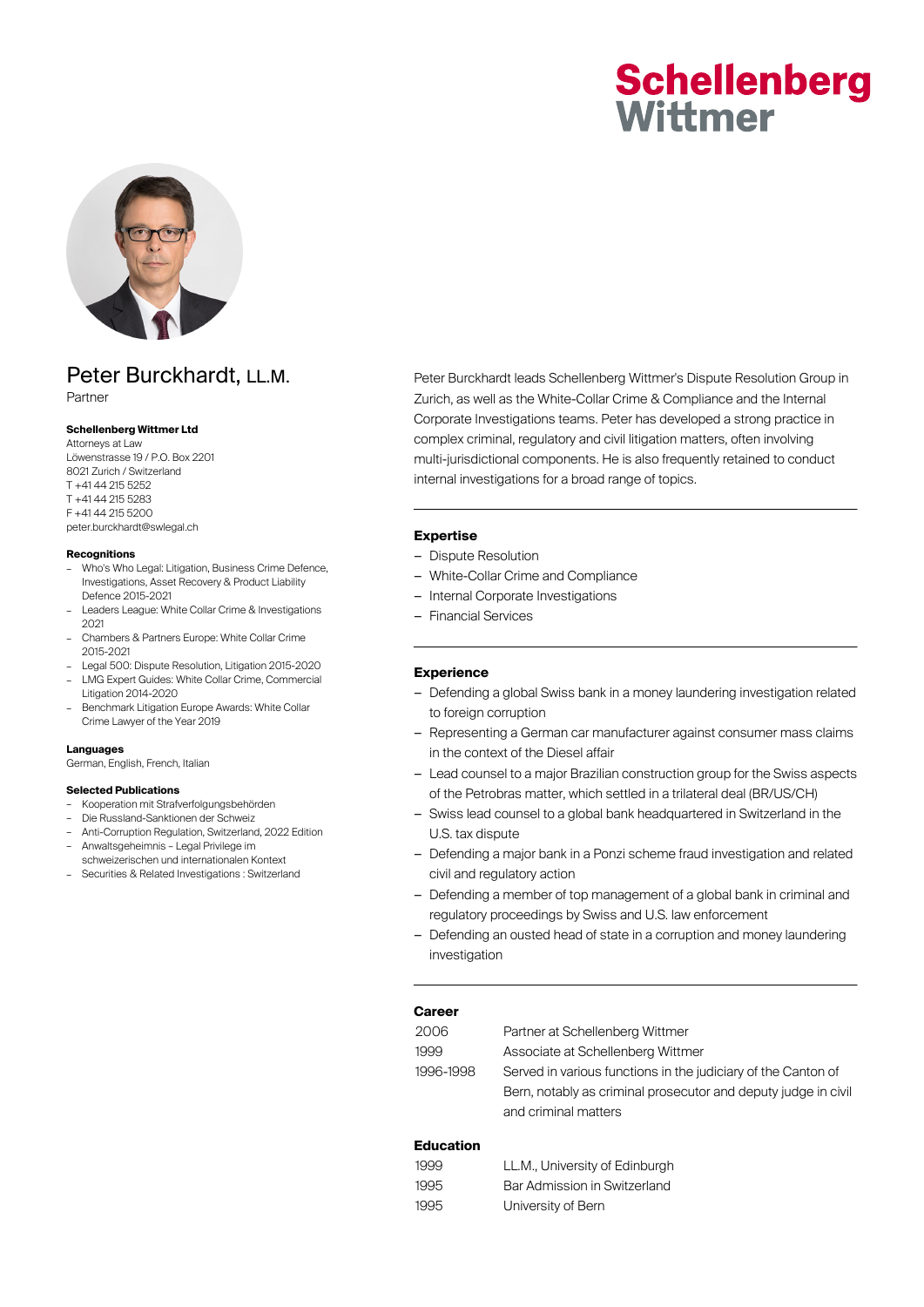# Schellenberg Wittmer

## Peter Burckhardt, LL.M.

Partner

**Schellenberg Wittmer Ltd**
Attorneys at Law
Löwenstrasse 19 / P.O. Box 2201
8021 Zurich / Switzerland
T +41 44 215 5252
T +41 44 215 5283
F +41 44 215 5200
peter.burckhardt@swlegal.ch

**Recognitions**

- Who's Who Legal: Litigation, Business Crime Defence, Investigations, Asset Recovery & Product Liability Defence 2015-2021
- Leaders League: White Collar Crime & Investigations 2021
- Chambers & Partners Europe: White Collar Crime 2015-2021
- Legal 500: Dispute Resolution, Litigation 2015-2020
- LMG Expert Guides: White Collar Crime, Commercial Litigation 2014-2020
- Benchmark Litigation Europe Awards: White Collar Crime Lawyer of the Year 2019

**Languages**

German, English, French, Italian

**Selected Publications**

- Kooperation mit Strafverfolgungsbehörden
- Die Russland-Sanktionen der Schweiz
- Anti-Corruption Regulation, Switzerland, 2022 Edition
- Anwaltsgeheimnis – Legal Privilege im schweizerischen und internationalen Kontext
- Securities & Related Investigations : Switzerland

Peter Burckhardt leads Schellenberg Wittmer's Dispute Resolution Group in Zurich, as well as the White-Collar Crime & Compliance and the Internal Corporate Investigations teams. Peter has developed a strong practice in complex criminal, regulatory and civil litigation matters, often involving multi-jurisdictional components. He is also frequently retained to conduct internal investigations for a broad range of topics.

### Expertise

- Dispute Resolution
- White-Collar Crime and Compliance
- Internal Corporate Investigations
- Financial Services

### Experience

- Defending a global Swiss bank in a money laundering investigation related to foreign corruption
- Representing a German car manufacturer against consumer mass claims in the context of the Diesel affair
- Lead counsel to a major Brazilian construction group for the Swiss aspects of the Petrobras matter, which settled in a trilateral deal (BR/US/CH)
- Swiss lead counsel to a global bank headquartered in Switzerland in the U.S. tax dispute
- Defending a major bank in a Ponzi scheme fraud investigation and related civil and regulatory action
- Defending a member of top management of a global bank in criminal and regulatory proceedings by Swiss and U.S. law enforcement
- Defending an ousted head of state in a corruption and money laundering investigation

### Career

| | |
|---|---|
| 2006 | Partner at Schellenberg Wittmer |
| 1999 | Associate at Schellenberg Wittmer |
| 1996-1998 | Served in various functions in the judiciary of the Canton of Bern, notably as criminal prosecutor and deputy judge in civil and criminal matters |

### Education

| | |
|---|---|
| 1999 | LL.M., University of Edinburgh |
| 1995 | Bar Admission in Switzerland |
| 1995 | University of Bern |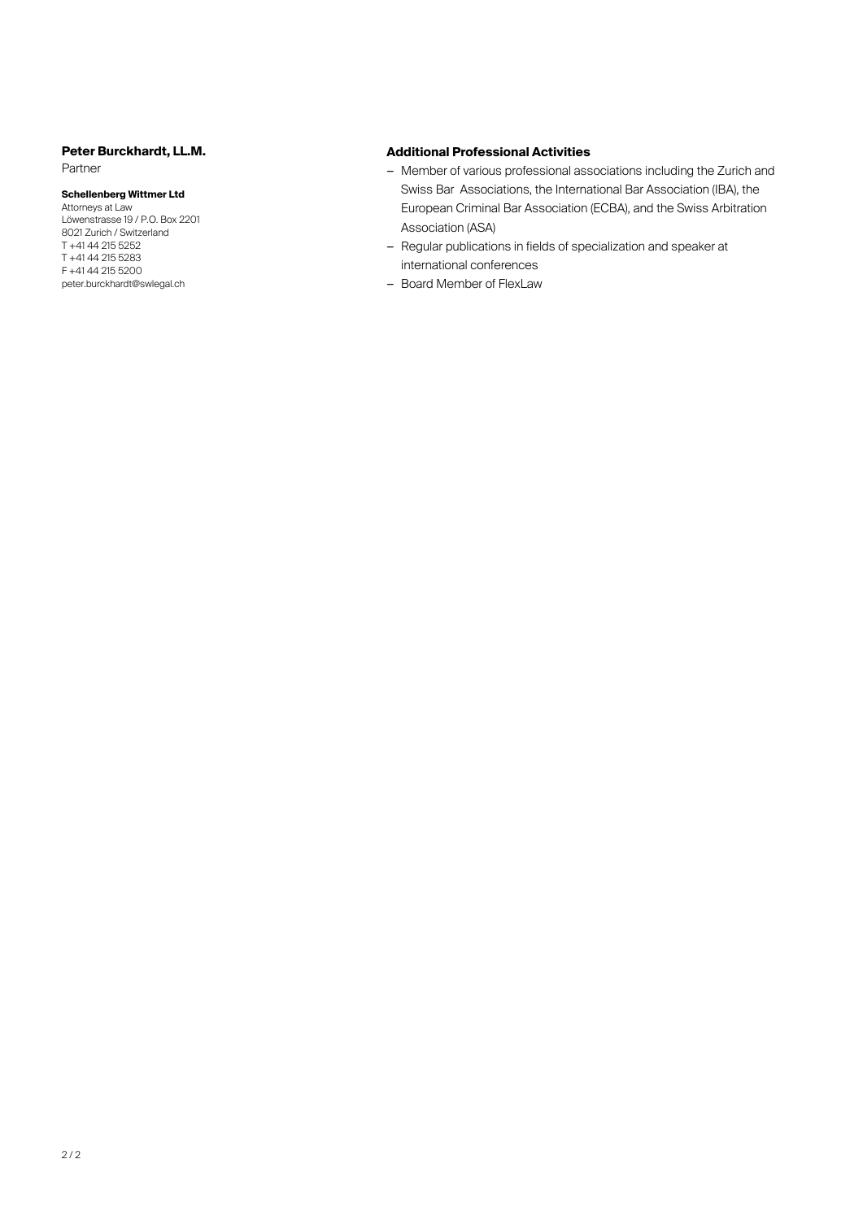**Peter Burckhardt, LL.M.**
Partner

**Schellenberg Wittmer Ltd**
Attorneys at Law
Löwenstrasse 19 / P.O. Box 2201
8021 Zurich / Switzerland
T +41 44 215 5252
T +41 44 215 5283
F +41 44 215 5200
peter.burckhardt@swlegal.ch

### Additional Professional Activities

- Member of various professional associations including the Zurich and Swiss Bar Associations, the International Bar Association (IBA), the European Criminal Bar Association (ECBA), and the Swiss Arbitration Association (ASA)
- Regular publications in fields of specialization and speaker at international conferences
- Board Member of FlexLaw